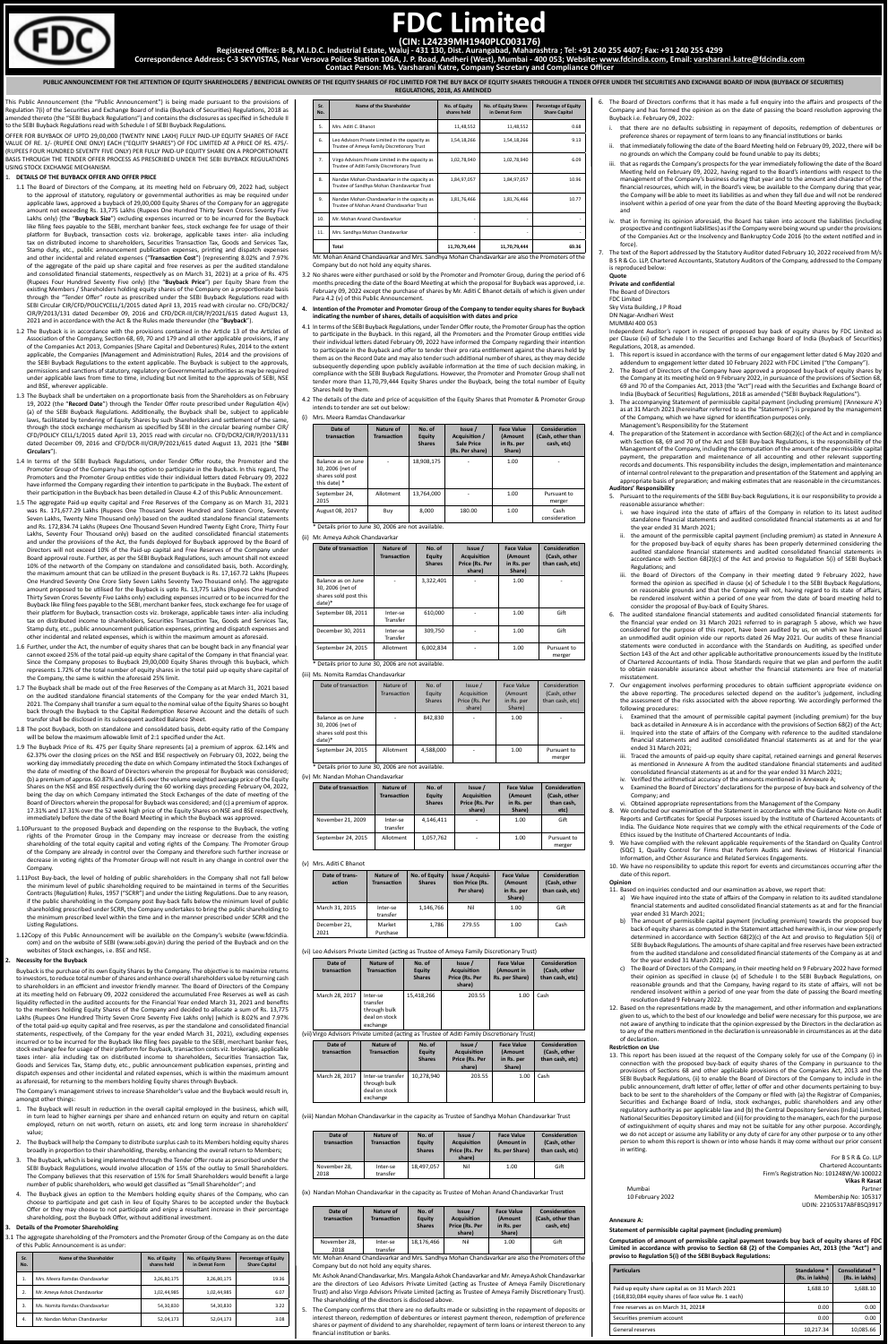# FDC Limited

**(CIN: L24239MH1940PLC003176)**

**Registered Office: B-8, M.I.D.C. Industrial Estate, Waluj - 431 136, Dist. Aurangabad, Maharashtra ; Tel: +91 240 255 4407; Fax: +91 240 255 4299**

**Correspondence Address: C-3 SKYVISTAS, Near Versova Police Station 106A, J. P. Road, Andheri (West), Mumbai - 400 053; Website: www.fdcindia.com, Email: varsharani.katre@fdcindia.com**

**Contact Person: Ms. Varsharani Katre, Company Secretary and Compliance Officer**

**PUBLIC ANNOUNCEMENT FOR THE ATTENTION OF EQUITY SHAREHOLDERS / BENEFICIAL OWNERS OF THE EQUITY SHARES OF FDC LIMITED FOR THE BUY BACK OF EQUITY SHARES THROUGH A TENDER OFFER UNDER THE SECURITIES AND EXCHANGE BOARD OF INDIA (BUYBACK OF SECURITIES) REGULATIONS, 2018, AS AMENDED**

This Public Announcement (the "Public Announcement") is being made pursuant to the provisions of Regulation 7(i) of the Securities and Exchange Board of India (Buyback of Securities) Regulations, 2018 as amended thereto (the "SEBI Buyback Regulations") and contains the disclosures as specified in Schedule II to the SEBI Buyback Regulations read with Schedule I of SEBI Buyback Regulations.

OFFER FOR BUYBACK OF UPTO 29,00,000 (TWENTY NINE LAKH) FULLY PAID-UP EQUITY SHARES OF FACE VALUE OF RE. 1/- (RUPEE ONE ONLY) EACH ("EQUITY SHARES") OF FDC LIMITED AT A PRICE OF RS. 475/- (RUPEES FOUR HUNDRED SEVENTY FIVE ONLY) PER FULLY PAID-UP EQUITY SHARE ON A PROPORTIONATE BASIS THROUGH THE TENDER OFFER PROCESS AS PRESCRIBED UNDER THE SEBI BUYBACK REGULATIONS USING STOCK EXCHANGE MECHANISM.

## 1. DETAILS OF THE BUYBACK OFFER AND OFFER PRICE

1.1 The Board of Directors of the Company, at its meeting held on February 09, 2022 had, subject to the approval of statutory, regulatory or governmental authorities as may be required under applicable laws, approved a buyback of 29,00,000 Equity Shares of the Company for an aggregate amount not exceeding Rs. 13,775 Lakhs (Rupees One Hundred Thirty Seven Crores Seventy Five Lakhs only) (the "**Buyback Size**") excluding expenses incurred or to be incurred for the Buyback like filing fees payable to the SEBI, merchant banker fees, stock exchange fee for usage of their platform for Buyback, transaction costs viz. brokerage, applicable taxes inter- alia including tax on distributed income to shareholders, Securities Transaction Tax, Goods and Services Tax, Stamp duty, etc., public announcement publication expenses, printing and dispatch expenses and other incidental and related expenses ("**Transaction Cost**") (representing 8.02% and 7.97% of the aggregate of the paid up share capital and free reserves as per the audited standalone and consolidated financial statements, respectively as on March 31, 2021) at a price of Rs. 475 (Rupees Four Hundred Seventy Five Only) (the "**Buyback Price**") per Equity Share from the existing Members / Shareholders holding equity shares of the Company on a proportionate basis through the "Tender Offer" route as prescribed under the SEBI Buyback Regulations read with SEBI Circular CIR/CFD/POLICYCELL/1/2015 dated April 13, 2015 read with circular no. CFD/DCR2/CIR/P/2016/131 dated December 09, 2016 and CFD/DCR-III/CIR/P/2021/615 dated August 13, 2021 and in accordance with the Act & the Rules made thereunder (the "**Buyback**").

1.2 The Buyback is in accordance with the provisions contained in the Article 13 of the Articles of Association of the Company, Section 68, 69, 70 and 179 and all other applicable provisions, if any of the Companies Act 2013, Companies (Share Capital and Debentures) Rules, 2014 to the extent applicable, the Companies (Management and Administration) Rules, 2014 and the provisions of the SEBI Buyback Regulations to the extent applicable. The Buyback is subject to the approvals, permissions and sanctions of statutory, regulatory or Governmental authorities as may be required under applicable laws from time to time, including but not limited to the approvals of SEBI, NSE and BSE, wherever applicable.

1.3 The Buyback shall be undertaken on a proportionate basis from the Shareholders as on February 19, 2022 (the "**Record Date**") through the Tender Offer route prescribed under Regulation 4(iv) (a) of the SEBI Buyback Regulations. Additionally, the Buyback shall be, subject to applicable laws, facilitated by tendering of Equity Shares by such Shareholders and settlement of the same, through the stock exchange mechanism as specified by SEBI in the circular bearing number CIR/CFD/POLICY CELL/1/2015 dated April 13, 2015 read with circular no. CFD/DCR2/CIR/P/2016/131 dated December 09, 2016 and CFD/DCR-III/CIR/P/2021/615 dated August 13, 2021 (the "**SEBI Circulars**").

1.4 In terms of the SEBI Buyback Regulations, under Tender Offer route, the Promoter and the Promoter Group of the Company has the option to participate in the Buyback. In this regard, The Promoters and the Promoter Group entities vide their individual letters dated February 09, 2022 have informed the Company regarding their intention to participate in the Buyback. The extent of their participation in the Buyback has been detailed in Clause 4.2 of this Public Announcement.

1.5 The aggregate Paid-up equity capital and Free Reserves of the Company as on March 31, 2021 was Rs. 171,677.29 Lakhs (Rupees One Thousand Seven Hundred and Sixteen Crore, Seventy Seven Lakhs, Twenty Nine Thousand only) based on the audited standalone financial statements and Rs. 172,834.74 Lakhs (Rupees One Thousand Seven Hundred Twenty Eight Crore, Thirty Four Lakhs, Seventy Four Thousand only) based on the audited consolidated financial statements and under the provisions of the Act, the funds deployed for Buyback approved by Board of Directors will not exceed 10% of the Paid-up capital and Free Reserves of the Company under Board approval route. Further, as per the SEBI Buyback Regulations, such amount shall not exceed 10% of the networth of the Company on standalone and consolidated basis, both. Accordingly, the maximum amount that can be utilized in the present Buyback is Rs. 17,167.72 Lakhs (Rupees One Hundred Seventy One Crore Sixty Seven Lakhs Seventy Two Thousand only). The aggregate amount proposed to be utilised for the Buyback is upto Rs. 13,775 Lakhs (Rupees One Hundred Thirty Seven Crore Seventy Five Lakhs only) excluding expenses incurred or to be incurred for the Buyback like filing fees payable to the SEBI, merchant banker fees, stock exchange fee for usage of their platform for Buyback, transaction costs viz. brokerage, applicable taxes inter- alia including tax on distributed income to shareholders, Securities Transaction Tax, Goods and Services Tax, Stamp duty, etc., public announcement publication expenses, printing and dispatch expenses and other incidental and related expenses, which is within the maximum amount as aforesaid.

1.6 Further, under the Act, the number of equity shares that can be bought back in any financial year cannot exceed 25% of the total paid-up equity share capital of the Company in that financial year. Since the Company proposes to Buyback 29,00,000 Equity Shares through this buyback, which represents 1.72% of the total number of equity shares in the total paid up equity share capital of the Company, the same is within the aforesaid 25% limit.

1.7 The Buyback shall be made out of the Free Reserves of the Company as at March 31, 2021 based on the audited standalone financial statements of the Company for the year ended March 31, 2021. The Company shall transfer a sum equal to the nominal value of the Equity Shares so bought back through the Buyback to the Capital Redemption Reserve Account and the details of such transfer shall be disclosed in its subsequent audited Balance Sheet.

1.8 The post Buyback, both on standalone and consolidated basis, debt-equity ratio of the Company will be below the maximum allowable limit of 2:1 specified under the Act.

1.9 The Buyback Price of Rs. 475 per Equity Share represents (a) a premium of approx. 62.14% and 62.37% over the closing prices on the NSE and BSE respectively on February 03, 2022, being the working day immediately preceding the date on which Company intimated the Stock Exchanges of the date of meeting of the Board of Directors wherein the proposal for Buyback was considered; (b) a premium of approx. 60.87% and 61.64% over the volume weighted average price of the Equity Shares on the NSE and BSE respectively during the 60 working days preceding February 04, 2022, being the day on which Company intimated the Stock Exchanges of the date of meeting of the Board of Directors wherein the proposal for Buyback was considered; and (c) a premium of approx. 17.31% and 17.31% over the 52 week high price of the Equity Shares on NSE and BSE respectively, immediately before the date of the Board Meeting in which the Buyback was approved.

1.10 Pursuant to the proposed Buyback and depending on the response to the Buyback, the voting rights of the Promoter Group in the Company may increase or decrease from the existing shareholding of the total equity capital and voting rights of the Company. The Promoter Group of the Company are already in control over the Company and therefore such further increase or decrease in voting rights of the Promoter Group will not result in any change in control over the Company.

1.11 Post Buy-back, the level of holding of public shareholders in the Company shall not fall below the minimum level of public shareholding required to be maintained in terms of the Securities Contracts (Regulation) Rules, 1957 ("SCRR") and under the Listing Regulations. Due to any reason, if the public shareholding in the Company post Buy-back falls below the minimum level of public shareholding prescribed under SCRR, the Company undertakes to bring the public shareholding to the minimum prescribed level within the time and in the manner prescribed under SCRR and the Listing Regulations.

1.12 Copy of this Public Announcement will be available on the Company's website (www.fdcindia.com) and on the website of SEBI (www.sebi.gov.in) during the period of the Buyback and on the websites of Stock exchanges, i.e. BSE and NSE.

## 2. Necessity for the Buyback

Buyback is the purchase of its own Equity Shares by the Company. The objective is to maximize returns to investors, to reduce total number of shares and enhance overall shareholders value by returning cash to shareholders in an efficient and investor friendly manner. The Board of Directors of the Company at its meeting held on February 09, 2022 considered the accumulated Free Reserves as well as cash liquidity reflected in the audited accounts for the Financial Year ended March 31, 2021 and benefits to the members holding Equity Shares of the Company and decided to allocate a sum of Rs. 13,775 Lakhs (Rupees One Hundred Thirty Seven Crore Seventy Five Lakhs only) (which is 8.02% and 7.97% of the total paid up equity capital and free reserves, as per the standalone and consolidated financial statements, respectively, of the Company for the year ended March 31, 2021), excluding expenses incurred or to be incurred for the Buyback like filing fees payable to the SEBI, merchant banker fees, stock exchange fee for usage of their platform for Buyback, transaction costs viz. brokerage, applicable taxes inter- alia including tax on distributed income to shareholders, Securities Transaction Tax, Goods and Services Tax, Stamp duty, etc., public announcement publication expenses, printing and dispatch expenses and other incidental and related expenses, which is within the maximum amount as aforesaid, for returning to the members holding Equity Shares through Buyback.

The Company's management strives to increase Shareholder's value and the Buyback would result in, amongst other things:

1. The Buyback will result in reduction in the overall capital employed in the business, which will, in turn lead to higher earnings per share and enhanced return on equity and return on capital employed, return on net worth, return on assets, etc and long term increase in shareholders' value;
2. The Buyback will help the Company to distribute surplus cash to its Members holding equity shares broadly in proportion to their shareholding, thereby, enhancing the overall return to Members;
3. The Buyback, which is being implemented through the Tender Offer route as prescribed under the SEBI Buyback Regulations, would involve allocation of 15% of the outlay to Small Shareholders. The Company believes that this reservation of 15% for Small Shareholders would benefit a large number of public shareholders, who would get classified as "Small Shareholder"; and
4. The Buyback gives an option to the Members holding equity shares of the Company, who can choose to participate and get cash in lieu of Equity Shares to be accepted under the Buyback Offer or they may choose to not participate and enjoy a resultant increase in their percentage shareholding, post the Buyback Offer, without additional investment.

## 3. Details of the Promoter Shareholding

3.1 The aggregate shareholding of the Promoters and the Promoter Group of the Company as on the date of this Public Announcement is as under:

| Sr. No. | Name of the Shareholder | No. of Equity shares held | No. of Equity Shares in Demat Form | Percentage of Equity Share Capital |
|---|---|---|---|---|
| 1. | Mrs. Meera Ramdas Chandavarkar | 3,26,80,175 | 3,26,80,175 | 19.36 |
| 2. | Mr. Ameya Ashok Chandavarkar | 1,02,44,985 | 1,02,44,985 | 6.07 |
| 3. | Ms. Nomita Ramdas Chandavarkar | 54,30,830 | 54,30,830 | 3.22 |
| 4. | Mr. Nandan Mohan Chandavarkar | 52,04,173 | 52,04,173 | 3.08 |
| 5. | Mrs. Aditi C Bhanot | 11,48,552 | 11,48,552 | 0.68 |
| 6. | Leo Advisors Private Limited in the capacity as Trustee of Ameya Family Discretionary Trust | 1,54,18,266 | 1,54,18,266 | 9.13 |
| 7. | Virgo Advisors Private Limited in the capacity as Trustee of Aditi Family Discretionary Trust | 1,02,78,940 | 1,02,78,940 | 6.09 |
| 8. | Nandan Mohan Chandavarkar in the capacity as Trustee of Sandhya Mohan Chandavarkar Trust | 1,84,97,057 | 1,84,97,057 | 10.96 |
| 9. | Nandan Mohan Chandavarkar in the capacity as Trustee of Mohan Anand Chandavarkar Trust | 1,81,76,466 | 1,81,76,466 | 10.77 |
| 10. | Mr. Mohan Anand Chandavarkar | - | - | - |
| 11. | Mrs. Sandhya Mohan Chandavarkar | - | - | - |
| | **Total** | **11,70,79,444** | **11,70,79,444** | **69.36** |

Mr. Mohan Anand Chandavarkar and Mrs. Sandhya Mohan Chandavarkar are also the Promoters of the Company but do not hold any equity shares.

3.2 No shares were either purchased or sold by the Promoter and Promoter Group, during the period of 6 months preceding the date of the Board Meeting at which the proposal for Buyback was approved, i.e. February 09, 2022 except the purchase of shares by Mr. Aditi C Bhanot details of which is given under Para 4.2 (v) of this Public Announcement.

## 4. Intention of the Promoter and Promoter Group of the Company to tender equity shares for Buyback indicating the number of shares, details of acquisition with dates and price

4.1 In terms of the SEBI Buyback Regulations, under Tender Offer route, the Promoter Group has the option to participate in the Buyback. In this regard, all the Promoters and the Promoter Group entities vide their individual letters dated February 09, 2022 have informed the Company regarding their intention to participate in the Buyback and offer to tender their pro rata entitlement against the shares held by them as on the Record Date and may also tender such additional number of shares, as they may decide subsequently depending upon publicly available information at the time of such decision making, in compliance with the SEBI Buyback Regulations. However, the Promoter and Promoter Group shall not tender more than 11,70,79,444 Equity Shares under the Buyback, being the total number of Equity Shares held by them.

4.2 The details of the date and price of acquisition of the Equity Shares that Promoter & Promoter Group intends to tender are set out below:

(i) Mrs. Meera Ramdas Chandavarkar

| Date of transaction | Nature of Transaction | No. of Equity Shares | Issue / Acquisition / Sale Price (Rs. Per share) | Face Value (Amount in Rs. per Share) | Consideration (Cash, other than cash, etc) |
|---|---|---|---|---|---|
| Balance as on June 30, 2006 (net of shares sold post this date) * | - | 18,908,175 | - | 1.00 | - |
| September 24, 2015 | Allotment | 13,764,000 | - | 1.00 | Pursuant to merger |
| August 08, 2017 | Buy | 8,000 | 180.00 | 1.00 | Cash consideration |

* Details prior to June 30, 2006 are not available.

(ii) Mr. Ameya Ashok Chandavarkar

| Date of transaction | Nature of Transaction | No. of Equity Shares | Issue / Acquisition Price (Rs. Per share) | Face Value (Amount in Rs. per Share) | Consideration (Cash, other than cash, etc) |
|---|---|---|---|---|---|
| Balance as on June 30, 2006 (net of shares sold post this date)* | - | 3,322,401 | - | 1.00 | - |
| September 08, 2011 | Inter-se Transfer | 610,000 | - | 1.00 | Gift |
| December 31, 2011 | Inter-se Transfer | 309,750 | - | 1.00 | Gift |
| September 24, 2015 | Allotment | 6,002,834 | - | 1.00 | Pursuant to merger |

* Details prior to June 30, 2006 are not available.

(iii) Ms. Nomita Ramdas Chandavarkar

| Date of transaction | Nature of Transaction | No. of Equity Shares | Issue / Acquisition Price (Rs. Per share) | Face Value (Amount in Rs. per Share) | Consideration (Cash, other than cash, etc) |
|---|---|---|---|---|---|
| Balance as on June 30, 2006 (net of shares sold post this date)* | - | 842,830 | - | 1.00 | - |
| September 24, 2015 | Allotment | 4,588,000 | - | 1.00 | Pursuant to merger |

* Details prior to June 30, 2006 are not available.

(iv) Mr. Nandan Mohan Chandavarkar

| Date of transaction | Nature of Transaction | No. of Equity Shares | Issue / Acquisition Price (Rs. Per share) | Face Value (Amount in Rs. per Share) | Consideration (Cash, other than cash, etc) |
|---|---|---|---|---|---|
| November 21, 2009 | Inter-se transfer | 4,146,411 | - | 1.00 | Gift |
| September 24, 2015 | Allotment | 1,057,762 | - | 1.00 | Pursuant to merger |

(v) Mrs. Aditi C Bhanot

| Date of transaction | Nature of Transaction | No. of Equity Shares | Issue / Acquisition Price (Rs. Per share) | Face Value (Amount in Rs. per Share) | Consideration (Cash, other than cash, etc) |
|---|---|---|---|---|---|
| March 31, 2015 | Inter-se transfer | 1,146,766 | Nil | 1.00 | Gift |
| December 21, 2021 | Market Purchase | 1,786 | 279.55 | 1.00 | Cash |

(vi) Leo Advisors Private Limited (acting as Trustee of Ameya Family Discretionary Trust)

| Date of transaction | Nature of Transaction | No. of Equity Shares | Issue / Acquisition Price (Rs. Per share) | Face Value (Amount in Rs. per Share) | Consideration (Cash, other than cash, etc) |
|---|---|---|---|---|---|
| March 28, 2017 | Inter-se transfer through bulk deal on stock exchange | 15,418,266 | 203.55 | 1.00 | Cash |

(vii) Virgo Advisors Private Limited (acting as Trustee of Aditi Family Discretionary Trust)

| Date of transaction | Nature of Transaction | No. of Equity Shares | Issue / Acquisition Price (Rs. Per share) | Face Value (Amount in Rs. per Share) | Consideration (Cash, other than cash, etc) |
|---|---|---|---|---|---|
| March 28, 2017 | Inter-se transfer through bulk deal on stock exchange | 10,278,940 | 203.55 | 1.00 | Cash |

(viii) Nandan Mohan Chandavarkar in the capacity as Trustee of Sandhya Mohan Chandavarkar Trust

| Date of transaction | Nature of Transaction | No. of Equity Shares | Issue / Acquisition Price (Rs. Per share) | Face Value (Amount in Rs. per Share) | Consideration (Cash, other than cash, etc) |
|---|---|---|---|---|---|
| November 28, 2018 | Inter-se transfer | 18,497,057 | Nil | 1.00 | Gift |

(ix) Nandan Mohan Chandavarkar in the capacity as Trustee of Mohan Anand Chandavarkar Trust

| Date of transaction | Nature of Transaction | No. of Equity Shares | Issue / Acquisition Price (Rs. Per share) | Face Value (Amount in Rs. per Share) | Consideration (Cash, other than cash, etc) |
|---|---|---|---|---|---|
| November 28, 2018 | Inter-se transfer | 18,176,466 | Nil | 1.00 | Gift |

Mr. Mohan Anand Chandavarkar and Mrs. Sandhya Mohan Chandavarkar are also the Promoters of the Company but do not hold any equity shares.

Mr Ashok Anand Chandavarkar, Mrs. Mangala Ashok Chandavarkar and Mr. Ameya Ashok Chandavarkar are the directors of Leo Advisors Private Limited (acting as Trustee of Ameya Family Discretionary Trust) and also Virgo Advisors Private Limited (acting as Trustee of Aditi Family Discretionary Trust). The shareholding of the directors is disclosed above.

5. The Company confirms that there are no defaults made or subsisting in the repayment of deposits or interest thereon, redemption of debentures or interest payment thereon, redemption of preference shares or payment of dividend to any shareholder, repayment of term loans or interest thereon to any financial institution or banks.

6. The Board of Directors confirms that it has made a full enquiry into the affairs and prospects of the Company and has formed the opinion as on the date of passing the board resolution approving the Buyback i.e. February 09, 2022:

i. that there are no defaults subsisting in repayment of deposits, redemption of debentures or preference shares or repayment of term loans to any financial institutions or banks

ii. that immediately following the date of the Board Meeting held on February 09, 2022, there will be no grounds on which the Company could be found unable to pay its debts;

iii. that as regards the Company's prospects for the year immediately following the date of the Board Meeting held on February 09, 2022, having regard to the Board's intentions with respect to the management of the Company's business during that year and to the amount and character of the financial resources, which will, in the Board's view, be available to the Company during that year, the Company will be able to meet its liabilities as and when they fall due and will not be rendered insolvent within a period of one year from the date of the Board Meeting approving the Buyback; and

iv. that in forming its opinion aforesaid, the Board has taken into account the liabilities (including prospective and contingent liabilities) as if the Company were being wound up under the provisions of the Companies Act or the Insolvency and Bankruptcy Code 2016 (to the extent notified and in force).

7. The text of the Report addressed by the Statutory Auditor dated February 10, 2022 received from M/s B S R & Co. LLP, Chartered Accountants, Statutory Auditors of the Company, addressed to the Company is reproduced below:

**Quote**

**Private and confidential**

The Board of Directors
FDC Limited
Sky Vista Building, J P Road
DN Nagar-Andheri West
MUMBAI 400 053

Independent Auditor's report in respect of proposed buy back of equity shares by FDC Limited as per Clause (xi) of Schedule I to the Securities and Exchange Board of India (Buyback of Securities) Regulations, 2018, as amended.

1. This report is issued in accordance with the terms of our engagement letter dated 6 May 2020 and addendum to engagement letter dated 10 February 2022 with FDC Limited ("the Company").
2. The Board of Directors of the Company have approved a proposed buy-back of equity shares by the Company at its meeting held on 9 February 2022, in pursuance of the provisions of Section 68, 69 and 70 of the Companies Act, 2013 (the "Act") read with the Securities and Exchange Board of India (Buyback of Securities) Regulations, 2018 as amended ("SEBI Buyback Regulations").
3. The accompanying Statement of permissible capital payment (including premium) ('Annexure A') as at 31 March 2021 (hereinafter referred to as the "Statement") is prepared by the management of the Company, which we have signed for identification purposes only.

Management's Responsibility for the Statement

4. The preparation of the Statement in accordance with Section 68(2)(c) of the Act and in compliance with Section 68, 69 and 70 of the Act and SEBI Buy-back Regulations, is the responsibility of the Management of the Company, including the computation of the amount of the permissible capital payment, the preparation and maintenance of all accounting and other relevant supporting records and documents. This responsibility includes the design, implementation and maintenance of internal control relevant to the preparation and presentation of the Statement and applying an appropriate basis of preparation; and making estimates that are reasonable in the circumstances.

**Auditors' Responsibility**

5. Pursuant to the requirements of the SEBI Buy-back Regulations, it is our responsibility to provide a reasonable assurance whether:
   i. we have inquired into the state of affairs of the Company in relation to its latest audited standalone financial statements and audited consolidated financial statements as at and for the year ended 31 March 2021;
   ii. the amount of the permissible capital payment (including premium) as stated in Annexure A for the proposed buy-back of equity shares has been properly determined considering the audited standalone financial statements and audited consolidated financial statements in accordance with Section 68(2)(c) of the Act and proviso to Regulation 5(i) of SEBI Buyback Regulations; and
   iii. the Board of Directors of the Company in their meeting dated 9 February 2022, have formed the opinion as specified in clause (x) of Schedule I to the SEBI Buyback Regulations, on reasonable grounds and that the Company will not, having regard to its state of affairs, be rendered insolvent within a period of one year from the date of board meeting held to consider the proposal of Buy-back of Equity Shares.
6. The audited standalone financial statements and audited consolidated financial statements for the financial year ended on 31 March 2021 referred to in paragraph 5 above, which we have considered for the purpose of this report, have been audited by us, on which we have issued an unmodified audit opinion vide our reports dated 26 May 2021. Our audits of these financial statements were conducted in accordance with the Standards on Auditing, as specified under Section 143 of the Act and other applicable authoritative pronouncements issued by the Institute of Chartered Accountants of India. Those Standards require that we plan and perform the audit to obtain reasonable assurance about whether the financial statements are free of material misstatement.
7. Our engagement involves performing procedures to obtain sufficient appropriate evidence on the above reporting. The procedures selected depend on the auditor's judgement, including the assessment of the risks associated with the above reporting. We accordingly performed the following procedures:
   i. Examined that the amount of permissible capital payment (including premium) for the buy back as detailed in Annexure A is in accordance with the provisions of Section 68(2) of the Act;
   ii. Inquired into the state of affairs of the Company with reference to the audited standalone financial statements and audited consolidated financial statements as at and for the year ended 31 March 2021;
   iii. Traced the amounts of paid-up equity share capital, retained earnings and general Reserves as mentioned in Annexure A from the audited standalone financial statements and audited consolidated financial statements as at and for the year ended 31 March 2021;
   iv. Verified the arithmetical accuracy of the amounts mentioned in Annexure A;
   v. Examined the Board of Directors' declarations for the purpose of buy-back and solvency of the Company; and
   vi. Obtained appropriate representations from the Management of the Company
8. We conducted our examination of the Statement in accordance with the Guidance Note on Audit Reports and Certificates for Special Purposes issued by the Institute of Chartered Accountants of India. The Guidance Note requires that we comply with the ethical requirements of the Code of Ethics issued by the Institute of Chartered Accountants of India.
9. We have complied with the relevant applicable requirements of the Standard on Quality Control (SQC) 1, Quality Control for Firms that Perform Audits and Reviews of Historical Financial Information, and Other Assurance and Related Services Engagements.
10. We have no responsibility to update this report for events and circumstances occurring after the date of this report.

**Opinion**

11. Based on inquiries conducted and our examination as above, we report that:
   a) We have inquired into the state of affairs of the Company in relation to its audited standalone financial statements and audited consolidated financial statements as at and for the financial year ended 31 March 2021;
   b) The amount of permissible capital payment (including premium) towards the proposed buy back of equity shares as computed in the Statement attached herewith is, in our view properly determined in accordance with Section 68(2)(c) of the Act and proviso to Regulation 5(i) of SEBI Buyback Regulations. The amounts of share capital and free reserves have been extracted from the audited standalone and consolidated financial statements of the Company as at and for the year ended 31 March 2021; and
   c) The Board of Directors of the Company, in their meeting held on 9 February 2022 have formed their opinion as specified in clause (x) of Schedule I to the SEBI Buyback Regulations, on reasonable grounds and that the Company, having regard to its state of affairs, will not be rendered insolvent within a period of one year from the date of passing the Board meeting resolution dated 9 February 2022.
12. Based on the representations made by the management, and other information and explanations given to us, which to the best of our knowledge and belief were necessary for this purpose, we are not aware of anything to indicate that the opinion expressed by the Directors in the declaration as to any of the matters mentioned in the declaration is unreasonable in circumstances as at the date of declaration.

**Restriction on Use**

13. This report has been issued at the request of the Company solely for use of the Company (i) in connection with the proposed buy-back of equity shares of the Company in pursuance to the provisions of Sections 68 and other applicable provisions of the Companies Act, 2013 and the SEBI Buyback Regulations, (ii) to enable the Board of Directors of the Company to include in the public announcement, draft letter of offer, letter of offer and other documents pertaining to buy-back to be sent to the shareholders of the Company or filed with (a) the Registrar of Companies, Securities and Exchange Board of India, stock exchanges, public shareholders and any other regulatory authority as per applicable law and (b) the Central Depository Services (India) Limited, National Securities Depository Limited and (iii) for providing to the managers, each for the purpose of extinguishment of equity shares and may not be suitable for any other purpose. Accordingly, we do not accept or assume any liability or any duty of care for any other purpose or to any other person to whom this report is shown or into whose hands it may come without our prior consent in writing.

For B S R & Co. LLP
Chartered Accountants
Firm's Registration No: 101248W/W-100022
**Vikas R Kasat**
Partner
Membership No: 105317
UDIN: 22105317ABFBSQ3917

Mumbai
10 February 2022

**Annexure A:**

**Statement of permissible capital payment (including premium)**

**Computation of amount of permissible capital payment towards buy back of equity shares of FDC Limited in accordance with proviso to Section 68 (2) of the Companies Act, 2013 (the "Act") and proviso to Regulation 5(i) of the SEBI Buyback Regulations:**

| Particulars | Standalone * (Rs. in lakhs) | Consolidated * (Rs. in lakhs) |
|---|---|---|
| Paid up equity share capital as on 31 March 2021 (168,810,084 equity shares of face value Re. 1 each) | 1,688.10 | 1,688.10 |
| Free reserves as on March 31, 2021# | 0.00 | 0.00 |
| Securities premium account | 0.00 | 0.00 |
| General reserves | 10,217.34 | 10,085.66 |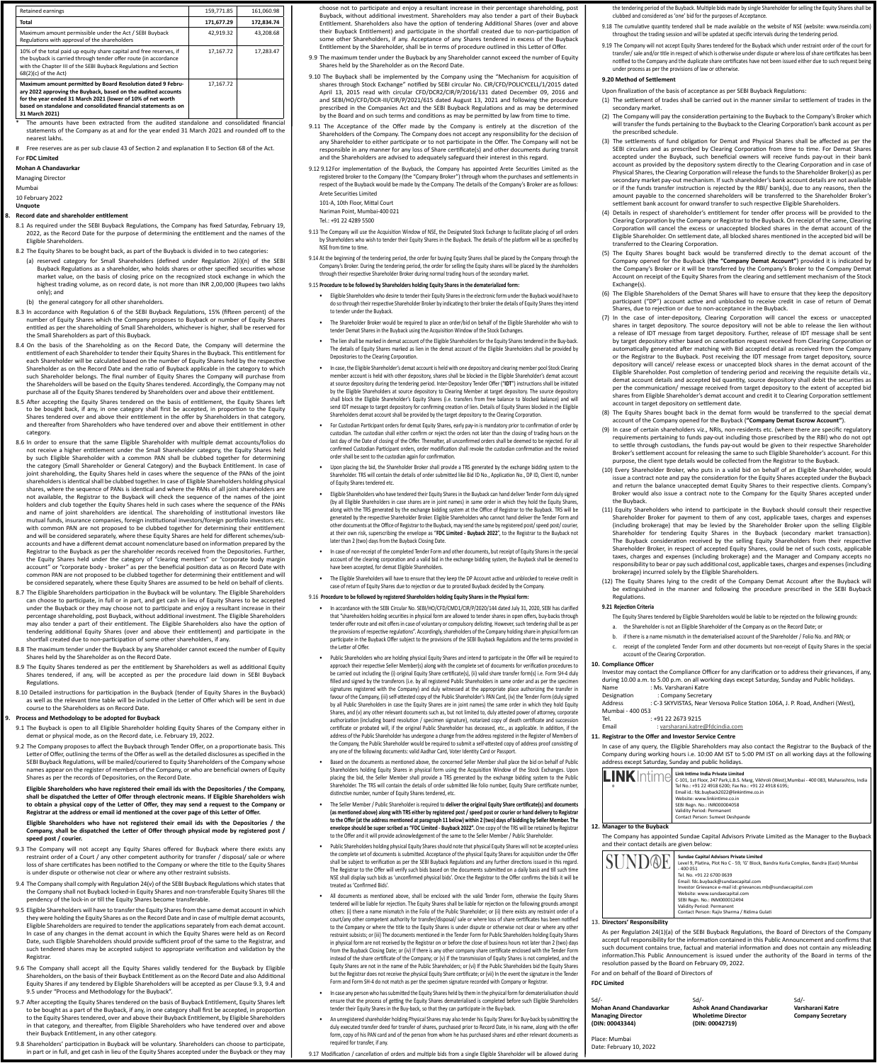| | | |
|---|---|---|
| Retained earnings | 159,771.85 | 161,060.98 |
| **Total** | **171,677.29** | **172,834.74** |
| Maximum amount permissible under the Act / SEBI Buyback Regulations with approval of the shareholders | 42,919.32 | 43,208.68 |
| 10% of the total paid up equity share capital and free reserves, if the buyback is carried through tender offer route (in accordance with the Chapter III of the SEBI Buyback Regulations and Section 68(2)(c) of the Act) | 17,167.72 | 17,283.47 |
| **Maximum amount permitted by Board Resolution dated 9 February 2022 approving the Buyback, based on the audited accounts for the year ended 31 March 2021 (lower of 10% of net worth based on standalone and consolidated financial statements as on 31 March 2021)** | 17,167.72 | |

\* The amounts have been extracted from the audited standalone and consolidated financial statements of the Company as at and for the year ended 31 March 2021 and rounded off to the nearest lakhs.

\# Free reserves are as per sub clause 43 of Section 2 and explanation II to Section 68 of the Act.

For **FDC Limited**

**Mohan A Chandavarkar**

Managing Director

Mumbai

10 February 2022

**Unquote**

**8. Record date and shareholder entitlement**

8.1 As required under the SEBI Buyback Regulations, the Company has fixed Saturday, February 19, 2022, as the Record Date for the purpose of determining the entitlement and the names of the Eligible Shareholders.

8.2 The Equity Shares to be bought back, as part of the Buyback is divided in to two categories:

(a) reserved category for Small Shareholders (defined under Regulation 2(i)(n) of the SEBI Buyback Regulations as a shareholder, who holds shares or other specified securities whose market value, on the basis of closing price on the recognized stock exchange in which the highest trading volume, as on record date, is not more than INR 2,00,000 (Rupees two lakhs only)); and

(b) the general category for all other shareholders.

8.3 In accordance with Regulation 6 of the SEBI Buyback Regulations, 15% (fifteen percent) of the number of Equity Shares which the Company proposes to Buyback or number of Equity Shares entitled as per the shareholding of Small Shareholders, whichever is higher, shall be reserved for the Small Shareholders as part of this Buyback.

8.4 On the basis of the Shareholding as on the Record Date, the Company will determine the entitlement of each Shareholder to tender their Equity Shares in the Buyback. This entitlement for each Shareholder will be calculated based on the number of Equity Shares held by the respective Shareholder as on the Record Date and the ratio of Buyback applicable in the category to which such Shareholder belongs. The final number of Equity Shares the Company will purchase from the Shareholders will be based on the Equity Shares tendered. Accordingly, the Company may not purchase all of the Equity Shares tendered by Shareholders over and above their entitlement.

8.5 After accepting the Equity Shares tendered on the basis of entitlement, the Equity Shares left to be bought back, if any, in one category shall first be accepted, in proportion to the Equity Shares tendered over and above their entitlement in the offer by Shareholders in that category, and thereafter from Shareholders who have tendered over and above their entitlement in other category.

8.6 In order to ensure that the same Eligible Shareholder with multiple demat accounts/folios do not receive a higher entitlement under the Small Shareholder category, the Equity Shares held by such Eligible Shareholder with a common PAN shall be clubbed together for determining the category (Small Shareholder or General Category) and the Buyback Entitlement. In case of joint shareholding, the Equity Shares held in cases where the sequence of the PANs of the joint shareholders is identical shall be clubbed together. In case of Eligible Shareholders holding physical shares, where the sequence of PANs is identical and where the PANs of all joint shareholders are not available, the Registrar to the Buyback will check the sequence of the names of the joint holders and club together the Equity Shares held in such cases where the sequence of the PANs and name of joint shareholders are identical. The shareholding of institutional investors like mutual funds, insurance companies, foreign institutional investors/foreign portfolio investors etc. with common PAN are not proposed to be clubbed together for determining their entitlement and will be considered separately, where these Equity Shares are held for different schemes/sub-accounts and have a different demat account nomenclature based on information prepared by the Registrar to the Buyback as per the shareholder records received from the Depositories. Further, the Equity Shares held under the category of "clearing members" or "corporate body margin account" or "corporate body - broker" as per the beneficial position data as on Record Date with common PAN are not proposed to be clubbed together for determining their entitlement and will be considered separately, where these Equity Shares are assumed to be held on behalf of clients.

8.7 The Eligible Shareholders participation in the Buyback will be voluntary. The Eligible Shareholders can choose to participate, in full or in part, and get cash in lieu of Equity Shares to be accepted under the Buyback or they may choose not to participate and enjoy a resultant increase in their percentage shareholding, post Buyback, without additional investment. The Eligible Shareholders may also take a part of their entitlement. The Eligible Shareholders also have the option of tendering additional Equity Shares (over and above their entitlement) and participate in the shortfall created due to non-participation of some other shareholders, if any.

8.8 The maximum tender under the Buyback by any Shareholder cannot exceed the number of Equity Shares held by the Shareholder as on the Record Date.

8.9 The Equity Shares tendered as per the entitlement by Shareholders as well as additional Equity Shares tendered, if any, will be accepted as per the procedure laid down in SEBI Buyback Regulations.

8.10 Detailed instructions for participation in the Buyback (tender of Equity Shares in the Buyback) as well as the relevant time table will be included in the Letter of Offer which will be sent in due course to the Shareholders as on Record Date.

**9. Process and Methodology to be adopted for Buyback**

9.1 The Buyback is open to all Eligible Shareholder holding Equity Shares of the Company either in demat or physical mode, as on the Record date, i.e. February 19, 2022.

9.2 The Company proposes to affect the Buyback through Tender Offer, on a proportionate basis. This Letter of Offer, outlining the terms of the Offer as well as the detailed disclosures as specified in the SEBI Buyback Regulations, will be mailed/couriered to Equity Shareholders of the Company whose names appear on the register of members of the Company, or who are beneficial owners of Equity Shares as per the records of Depositories, on the Record Date.

**Eligible Shareholders who have registered their email ids with the Depositories / the Company, shall be dispatched the Letter of Offer through electronic means. If Eligible Shareholders wish to obtain a physical copy of the Letter of Offer, they may send a request to the Company or Registrar at the address or email id mentioned at the cover page of this Letter of Offer.**

**Eligible Shareholders who have not registered their email ids with the Depositories / the Company, shall be dispatched the Letter of Offer through physical mode by registered post / speed post / courier.**

9.3 The Company will not accept any Equity Shares offered for Buyback where there exists any restraint order of a Court / any other competent authority for transfer / disposal/ sale or where loss of share certificates has been notified to the Company or where the title to the Equity Shares is under dispute or otherwise not clear or where any other restraint subsists.

9.4 The Company shall comply with Regulation 24(v) of the SEBI Buyback Regulations which states that the Company shall not Buyback locked-in Equity Shares and non-transferable Equity Shares till the pendency of the lock-in or till the Equity Shares become transferable.

9.5 Eligible Shareholders will have to transfer the Equity Shares from the same demat account in which they were holding the Equity Shares as on the Record Date and in case of multiple demat accounts, Eligible Shareholders are required to tender the applications separately from each demat account. In case of any changes in the demat account in which the Equity Shares were held as on Record Date, such Eligible Shareholders should provide sufficient proof of the same to the Registrar, and such tendered shares may be accepted subject to appropriate verification and validation by the Registrar.

9.6 The Company shall accept all the Equity Shares validly tendered for the Buyback by Eligible Shareholders, on the basis of their Buyback Entitlement as on the Record Date and also Additional Equity Shares if any tendered by Eligible Shareholders will be accepted as per Clause 9.3, 9.4 and 9.5 under "Process and Methodology for the Buyback".

9.7 After accepting the Equity Shares tendered on the basis of Buyback Entitlement, Equity Shares left to be bought as a part of the Buyback, if any, in one category shall first be accepted, in proportion to the Equity Shares tendered, over and above their Buyback Entitlement, by Eligible Shareholders in that category, and thereafter, from Eligible Shareholders who have tendered over and above their Buyback Entitlement, in any other category.

9.8 Shareholders' participation in Buyback will be voluntary. Shareholders can choose to participate, in part or in full and get cash in lieu of the Equity Shares accepted under the Buyback or they may choose not to participate and enjoy a resultant increase in their percentage shareholding, post Buyback, without additional investment. Shareholders may also tender a part of their Buyback Entitlement. Shareholders also have the option of tendering Additional Shares (over and above their Buyback Entitlement) and participate in the shortfall created due to non-participation of some other Shareholders, if any. Acceptance of any Shares tendered in excess of the Buyback Entitlement by the Shareholder, shall be in terms of procedure outlined in this Letter of Offer.

9.9 The maximum tender under the Buyback by any Shareholder cannot exceed the number of Equity Shares held by the Shareholder as on the Record Date.

9.10 The Buyback shall be implemented by the Company using the "Mechanism for acquisition of shares through Stock Exchange" notified by SEBI circular No. CIR/CFD/POLICYCELL/1/2015 dated April 13, 2015 read with circular CFD/DCR2/CIR/P/2016/131 dated December 09, 2016 and and SEBI/HO/CFD/DCR-III/CIR/P/2021/615 dated August 13, 2021 and following the procedure prescribed in the Companies Act and the SEBI Buyback Regulations and as may be determined by the Board and on such terms and conditions as may be permitted by law from time to time.

9.11 The Acceptance of the Offer made by the Company is entirely at the discretion of the Shareholders of the Company. The Company does not accept any responsibility for the decision of any Shareholder to either participate or to not participate in the Offer. The Company will not be responsible in any manner for any loss of Share certificate(s) and other documents during transit and the Shareholders are advised to adequately safeguard their interest in this regard.

9.12 9.12For implementation of the Buyback, the Company has appointed Arete Securities Limited as the registered broker to the Company (the "Company Broker") through whom the purchases and settlements in respect of the Buyback would be made by the Company. The details of the Company's Broker are as follows:

Arete Securities Limited

101-A, 10th Floor, Mittal Court

Nariman Point, Mumbai-400 021

Tel.: +91 22 4289 5500

9.13 The Company will use the Acquisition Window of NSE, the Designated Stock Exchange to facilitate placing of sell orders by Shareholders who wish to tender their Equity Shares in the Buyback. The details of the platform will be as specified by NSE from time to time.

9.14 At the beginning of the tendering period, the order for buying Equity Shares shall be placed by the Company through the Company's Broker. During the tendering period, the order for selling the Equity shares will be placed by the shareholders through their respective Shareholder Broker during normal trading hours of the secondary market.

**9.15 Procedure to be followed by Shareholders holding Equity Shares in the dematerialized form:**

- Eligible Shareholders who desire to tender their Equity Shares in the electronic form under the Buyback would have to do so through their respective Shareholder Broker by indicating to their broker the details of Equity Shares they intend to tender under the Buyback.
- The Shareholder Broker would be required to place an order/bid on behalf of the Eligible Shareholder who wish to tender Demat Shares in the Buyback using the Acquisition Window of the Stock Exchanges.
- The lien shall be marked in demat account of the Eligible Shareholders for the Equity Shares tendered in the Buy-back. The details of Equity Shares marked as lien in the demat account of the Eligible Shareholders shall be provided by Depositories to the Clearing Corporation.
- In case, the Eligible Shareholder's demat account is held with one depository and clearing member pool Stock Clearing member account is held with other depository, shares shall be blocked in the Eligible Shareholder's demat account at source depository during the tendering period. Inter-Depository Tender Offer ("**IDT**") instructions shall be initiated by the Eligible Shareholders at source depository to Clearing Member at target depository. The source depository shall block the Eligible Shareholder's Equity Shares (i.e. transfers from free balance to blocked balance) and will send IDT message to target depository for confirming creation of lien. Details of Equity Shares blocked in the Eligible Shareholders demat account shall be provided by the target depository to the Clearing Corporation.
- For Custodian Participant orders for demat Equity Shares, early pay-in is mandatory prior to confirmation of order by custodian. The custodian shall either confirm or reject the orders not later than the closing of trading hours on the last day of the Date of closing of the Offer. Thereafter, all unconfirmed orders shall be deemed to be rejected. For all confirmed Custodian Participant orders, order modification shall revoke the custodian confirmation and the revised order shall be sent to the custodian again for confirmation.
- Upon placing the bid, the Shareholder Broker shall provide a TRS generated by the exchange bidding system to the Shareholder. TRS will contain the details of order submitted like Bid ID No., Application No., DP ID, Client ID, number of Equity Shares tendered etc.
- Eligible Shareholders who have tendered their Equity Shares in the Buyback can hand deliver Tender Form duly signed (by all Eligible Shareholders in case shares are in joint names) in same order in which they hold the Equity Shares, along with the TRS generated by the exchange bidding system at the Office of Registrar to the Buyback. TRS will be generated by the respective Shareholder Broker. Eligible Shareholders who cannot hand deliver the Tender Form and other documents at the Office of Registrar to the Buyback, may send the same by registered post/ speed post/ courier, at their own risk, superscribing the envelope as "**FDC Limited - Buyback 2022**", to the Registrar to the Buyback not later than 2 (two) days from the Buyback Closing Date.
- In case of non-receipt of the completed Tender Form and other documents, but receipt of Equity Shares in the special account of the clearing corporation and a valid bid in the exchange bidding system, the Buyback shall be deemed to have been accepted, for demat Eligible Shareholders.
- The Eligible Shareholders will have to ensure that they keep the DP Account active and unblocked to receive credit in case of return of Equity Shares due to rejection or due to prorated Buyback decided by the Company.

**9.16 Procedure to be followed by registered Shareholders holding Equity Shares in the Physical form:**

- In accordance with the SEBI Circular No. SEBI/HO/CFD/CMD1/CIR/P/2020/144 dated July 31, 2020, SEBI has clarified that "shareholders holding securities in physical form are allowed to tender shares in open offers, buy-backs through tender offer route and exit offers in case of voluntary or compulsory delisting. However, such tendering shall be as per the provisions of respective regulations". Accordingly, shareholders of the Company holding share in physical form can participate in the Buyback Offer subject to the provisions of the SEBI Buyback Regulations and the terms provided in the Letter of Offer.
- Public Shareholders who are holding physical Equity Shares and intend to participate in the Offer will be required to approach their respective Seller Member(s) along with the complete set of documents for verification procedures to be carried out including the (i) original Equity Share certificate(s), (ii) valid share transfer form(s) i.e. Form SH-4 duly filled and signed by the transferors (i.e. by all registered Public Shareholders in same order and as per the specimen signatures registered with the Company) and duly witnessed at the appropriate place authorizing the transfer in favour of the Company, (iii) self-attested copy of the Public Shareholder's PAN Card, (iv) the Tender Form (duly signed by all Public Shareholders in case the Equity Shares are in joint names) the same order in which they hold Equity Shares, and (v) any other relevant documents such as, but not limited to, duly attested power of attorney, corporate authorization (including board resolution / specimen signature), notarized copy of death certificate and succession certificate or probated will, if the original Public Shareholder has deceased, etc., as applicable. In addition, if the address of the Public Shareholder has undergone a change from the address registered in the Register of Members of the Company, the Public Shareholder would be required to submit a self-attested copy of address proof consisting of any one of the following documents: valid Aadhar Card, Voter Identity Card or Passport.
- Based on the documents as mentioned above, the concerned Seller Member shall place the bid on behalf of Public Shareholders holding Equity Shares in physical form using the Acquisition Window of the Stock Exchanges. Upon placing the bid, the Seller Member shall provide a TRS generated by the exchange bidding system to the Public Shareholder. The TRS will contain the details of order submitted like folio number, Equity Share certificate number, distinctive number, number of Equity Shares tendered, etc.
- The Seller Member / Public Shareholder is required to **deliver the original Equity Share certificate(s) and documents (as mentioned above) along with TRS either by registered post / speed post or courier or hand delivery to Registrar to the Offer (at the address mentioned at paragraph 11 below) within 2 (two) days of bidding by Seller Member. The envelope should be super scribed as "FDC Limited - Buyback 2022"**. One copy of the TRS will be retained by Registrar to the Offer and it will provide acknowledgement of the same to the Seller Member / Public Shareholder.
- Public Shareholders holding physical Equity Shares should note that physical Equity Shares will not be accepted unless the complete set of documents is submitted. Acceptance of the physical Equity Shares for acquisition under the Offer shall be subject to verification as per the SEBI Buyback Regulations and any further directions issued in this regard. The Registrar to the Offer will verify such bids based on the documents submitted on a daily basis and till such time NSE shall display such bids as 'unconfirmed physical bids'. Once the Registrar to the Offer confirms the bids it will be treated as 'Confirmed Bids'.
- All documents as mentioned above, shall be enclosed with the valid Tender Form, otherwise the Equity Shares tendered will be liable for rejection. The Equity Shares shall be liable for rejection on the following grounds amongst others: (i) there a name mismatch in the Folio of the Public Shareholder; or (ii) there exists any restraint order of a court/any other competent authority for transfer/disposal/ sale or where loss of share certificates has been notified to the Company or where the title to the Equity Shares is under dispute or otherwise not clear or where any other restraint subsists; or (iii) The documents mentioned in the Tender Form for Public Shareholders holding Equity Shares in physical form are not received by the Registrar on or before the close of business hours not later than 2 (two) days from the Buyback Closing Date; or (iv) If there is any other company share certificate enclosed with the Tender Form instead of the share certificate of the Company; or (v) If the transmission of Equity Shares is not completed, and the Equity Shares are not in the name of the Public Shareholders; or (vi) If the Public Shareholders bid the Equity Shares but the Registrar does not receive the physical Equity Share certificate; or (vii) In the event the signature in the Tender Form and Form SH-4 do not match as per the specimen signature recorded with Company or Registrar.
- In case any person who has submitted the Equity Shares held by them in the physical form for dematerialisation should ensure that the process of getting the Equity Shares dematerialised is completed before such Eligible Shareholders tender their Equity Shares in the Buy-back, so that they can participate in the Buy-back.
- An unregistered shareholder holding Physical Shares may also tender his Equity Shares for Buy-back by submitting the duly executed transfer deed for transfer of shares, purchased prior to Record Date, in his name, along with the offer form, copy of his PAN card and of the person from whom he has purchased shares and other relevant documents as required for transfer, if any.

9.17 Modification / cancellation of orders and multiple bids from a single Eligible Shareholder will be allowed during the tendering period of the Buyback. Multiple bids made by single Shareholder for selling the Equity Shares shall be clubbed and considered as 'one' bid for the purposes of Acceptance.

9.18 The cumulative quantity tendered shall be made available on the website of NSE (website: www.nseindia.com) throughout the trading session and will be updated at specific intervals during the tendering period.

9.19 The Company will not accept Equity Shares tendered for the Buyback which under restraint order of the court for transfer/ sale and/or title in respect of which is otherwise under dispute or where loss of share certificates has been notified to the Company and the duplicate share certificates have not been issued either due to such request being under process as per the provisions of law or otherwise.

**9.20 Method of Settlement**

Upon finalization of the basis of acceptance as per SEBI Buyback Regulations:

(1) The settlement of trades shall be carried out in the manner similar to settlement of trades in the secondary market.

(2) The Company will pay the consideration pertaining to the Buyback to the Company's Broker which will transfer the funds pertaining to the Buyback to the Clearing Corporation's bank account as per the prescribed schedule.

(3) The settlements of fund obligation for Demat and Physical Shares shall be affected as per the SEBI circulars and as prescribed by Clearing Corporation from time to time. For Demat Shares accepted under the Buyback, such beneficial owners will receive funds pay-out in their bank account as provided by the depository system directly to the Clearing Corporation and in case of Physical Shares, the Clearing Corporation will release the funds to the Shareholder Broker(s) as per secondary market pay-out mechanism. If such shareholder's bank account details are not available or if the funds transfer instruction is rejected by the RBI/ bank(s), due to any reasons, then the amount payable to the concerned shareholders will be transferred to the Shareholder Broker's settlement bank account for onward transfer to such respective Eligible Shareholders.

(4) Details in respect of shareholder's entitlement for tender offer process will be provided to the Clearing Corporation by the Company or Registrar to the Buyback. On receipt of the same, Clearing Corporation will cancel the excess or unaccepted blocked shares in the demat account of the Eligible Shareholder. On settlement date, all blocked shares mentioned in the accepted bid will be transferred to the Clearing Corporation.

(5) The Equity Shares bought back would be transferred directly to the demat account of the Company opened for the Buyback (**the "Company Demat Account"**) provided it is indicated by the Company's Broker or it will be transferred by the Company's Broker to the Company Demat Account on receipt of the Equity Shares from the clearing and settlement mechanism of the Stock Exchange(s).

(6) The Eligible Shareholders of the Demat Shares will have to ensure that they keep the depository participant ("DP") account active and unblocked to receive credit in case of return of Demat Shares, due to rejection or due to non-acceptance in the Buyback.

(7) In the case of inter-depository, Clearing Corporation will cancel the excess or unaccepted shares in target depository. The source depository will not be able to release the lien without a release of IDT message from target depository. Further, release of IDT message shall be sent by target depository either based on cancellation request received from Clearing Corporation or automatically generated after matching with Bid accepted detail as received from the Company or the Registrar to the Buyback. Post receiving the IDT message from target depository, source depository will cancel/ release excess or unaccepted block shares in the demat account of the Eligible Shareholder. Post completion of tendering period and receiving the requisite details viz., demat account details and accepted bid quantity, source depository shall debit the securities as per the communication/ message received from target depository to the extent of accepted bid shares from Eligible Shareholder's demat account and credit it to Clearing Corporation settlement account in target depository on settlement date.

(8) The Equity Shares bought back in the demat form would be transferred to the special demat account of the Company opened for the Buyback **("Company Demat Escrow Account")**.

(9) In case of certain shareholders viz., NRIs, non-residents etc. (where there are specific regulatory requirements pertaining to funds pay-out including those prescribed by the RBI) who do not opt to settle through custodians, the funds pay-out would be given to their respective Shareholder Broker's settlement account for releasing the same to such Eligible Shareholder's account. For this purpose, the client type details would be collected from the Registrar to the Buyback.

(10) Every Shareholder Broker, who puts in a valid bid on behalf of an Eligible Shareholder, would issue a contract note and pay the consideration for the Equity Shares accepted under the Buyback and return the balance unaccepted demat Equity Shares to their respective clients. Company's Broker would also issue a contract note to the Company for the Equity Shares accepted under the Buyback.

(11) Equity Shareholders who intend to participate in the Buyback should consult their respective Shareholder Broker for payment to them of any cost, applicable taxes, charges and expenses (including brokerage) that may be levied by the Shareholder Broker upon the selling Eligible Shareholder for tendering Equity Shares in the Buyback (secondary market transaction). The Buyback consideration received by the selling Equity Shareholders from their respective Shareholder Broker, in respect of accepted Equity Shares, could be net of such costs, applicable taxes, charges and expenses (including brokerage) and the Manager and Company accepts no responsibility to bear or pay such additional cost, applicable taxes, charges and expenses (including brokerage) incurred solely by the Eligible Shareholders.

(12) The Equity Shares lying to the credit of the Company Demat Account after the Buyback will be extinguished in the manner and following the procedure prescribed in the SEBI Buyback Regulations.

**9.21 Rejection Criteria**

The Equity Shares tendered by Eligible Shareholders would be liable to be rejected on the following grounds:

a. the Shareholder is not an Eligible Shareholder of the Company as on the Record Date; or

b. if there is a name mismatch in the dematerialised account of the Shareholder / Folio No. and PAN; or

c. receipt of the completed Tender Form and other documents but non-receipt of Equity Shares in the special account of the Clearing Corporation.

**10. Compliance Officer**

Investor may contact the Compliance Officer for any clarification or to address their grievances, if any, during 10.00 a.m. to 5.00 p.m. on all working days except Saturday, Sunday and Public holidays.

Name : Ms. Varsharani Katre

Designation : Company Secretary

Address : C-3 SKYVISTAS, Near Versova Police Station 106A, J. P. Road, Andheri (West), Mumbai - 400 053

Tel. : +91 22 2673 9215

Email : varsharani.katre@fdcindia.com

**11. Registrar to the Offer and Investor Service Centre**

In case of any query, the Eligible Shareholders may also contact the Registrar to the Buyback of the Company during working hours i.e. 10:00 AM IST to 5:00 PM IST on all working days at the following address except Saturday, Sunday and public holidays.

LINKIntime

**Link Intime India Private Limited**
C-101, 1st Floor, 247 Park,L.B.S. Marg, Vikhroli (West),Mumbai - 400 083, Maharashtra, India
Tel No.: +91 22 4918 6200; Fax No.: +91 22 4918 6195;
Email id.: fdc.buyback2022@linkintime.co.in
Website: www.linkintime.co.in
SEBI Regn. No.: INR000004058
Validity Period: Permanent
Contact Person: Sumeet Deshpande

**12. Manager to the Buyback**

The Company has appointed Sundae Capital Advisors Private Limited as the Manager to the Buyback and their contact details are given below:

SUNDAE

**Sundae Capital Advisors Private Limited**
Level 9, Platina, Plot No C - 59, 'G' Block, Bandra Kurla Complex, Bandra (East) Mumbai - 400 051
Tel. No. +91 22 6700 0639
Email: fdc.buyback@sundaecapital.com
Investor Grievance e-mail id: grievances.mb@sundaecapital.com
Website: www.sundaecapital.com
SEBI Regn. No.: INM000012494
Validity Period: Permanent
Contact Person: Rajiv Sharma / Ridima Gulati

**13. Directors' Responsibility**

As per Regulation 24(1)(a) of the SEBI Buyback Regulations, the Board of Directors of the Company accept full responsibility for the information contained in this Public Announcement and confirms that such document contains true, factual and material information and does not contain any misleading information.This Public Announcement is issued under the authority of the Board in terms of the resolution passed by the Board on February 09, 2022.

For and on behalf of the Board of Directors of

**FDC Limited**

| | | |
|---|---|---|
| Sd/- | Sd/- | Sd/- |
| **Mohan Anand Chandavarkar** | **Ashok Anand Chandavarkar** | **Varsharani Katre** |
| **Managing Director** | **Wholetime Director** | **Company Secretary** |
| **(DIN: 00043344)** | **(DIN: 00042719)** | |

Place: Mumbai

Date: February 10, 2022